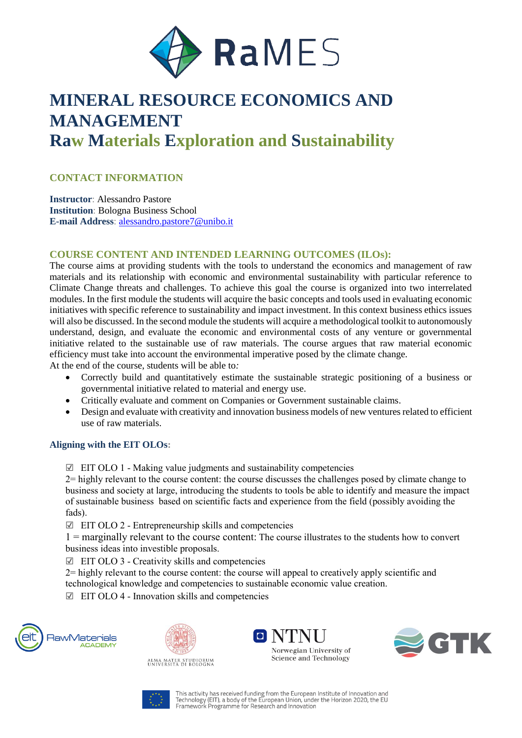# MINERAL RESOURCE ECONOMICS AND MANAGEMENT

## Raw Materials Exploration and Sustainability

### CONTACT INFORMATION

**Instructor**: Alessandro Pastore
**Institution**: Bologna Business School
**E-mail Address**: alessandro.pastore7@unibo.it

### COURSE CONTENT AND INTENDED LEARNING OUTCOMES (ILOs):

The course aims at providing students with the tools to understand the economics and management of raw materials and its relationship with economic and environmental sustainability with particular reference to Climate Change threats and challenges. To achieve this goal the course is organized into two interrelated modules. In the first module the students will acquire the basic concepts and tools used in evaluating economic initiatives with specific reference to sustainability and impact investment. In this context business ethics issues will also be discussed. In the second module the students will acquire a methodological toolkit to autonomously understand, design, and evaluate the economic and environmental costs of any venture or governmental initiative related to the sustainable use of raw materials. The course argues that raw material economic efficiency must take into account the environmental imperative posed by the climate change.

At the end of the course, students will be able to*:*

- Correctly build and quantitatively estimate the sustainable strategic positioning of a business or governmental initiative related to material and energy use.
- Critically evaluate and comment on Companies or Government sustainable claims.
- Design and evaluate with creativity and innovation business models of new ventures related to efficient use of raw materials.

#### Aligning with the EIT OLOs:

☑ EIT OLO 1 - Making value judgments and sustainability competencies

2= highly relevant to the course content: the course discusses the challenges posed by climate change to business and society at large, introducing the students to tools be able to identify and measure the impact of sustainable business based on scientific facts and experience from the field (possibly avoiding the fads).

☑ EIT OLO 2 - Entrepreneurship skills and competencies

1 = marginally relevant to the course content: The course illustrates to the students how to convert business ideas into investible proposals.

☑ EIT OLO 3 - Creativity skills and competencies

2= highly relevant to the course content: the course will appeal to creatively apply scientific and technological knowledge and competencies to sustainable economic value creation.

☑ EIT OLO 4 - Innovation skills and competencies

This activity has received funding from the European Institute of Innovation and Technology (EIT), a body of the European Union, under the Horizon 2020, the EU Framework Programme for Research and Innovation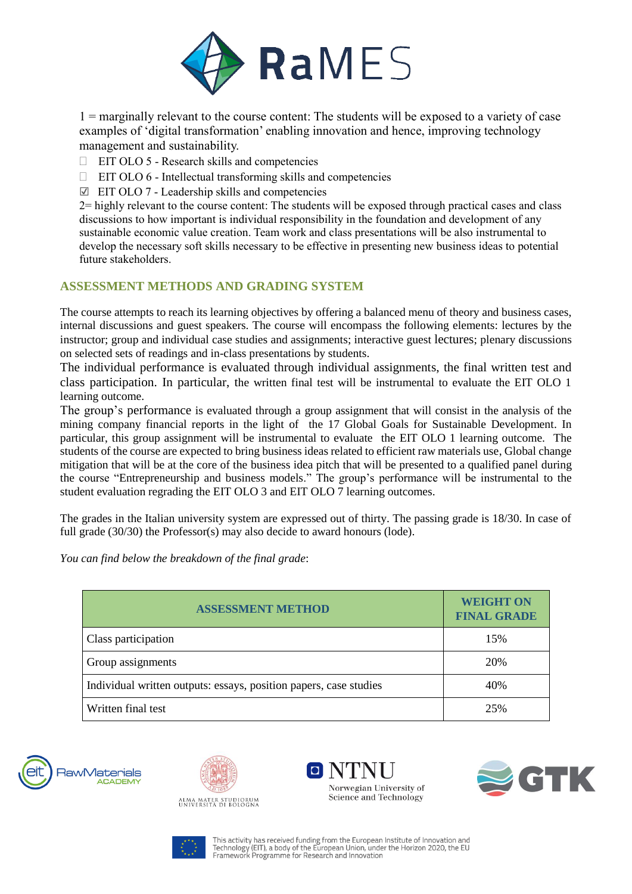1 = marginally relevant to the course content: The students will be exposed to a variety of case examples of 'digital transformation' enabling innovation and hence, improving technology management and sustainability.

- ☐ EIT OLO 5 - Research skills and competencies
- ☐ EIT OLO 6 - Intellectual transforming skills and competencies
- ☑ EIT OLO 7 - Leadership skills and competencies

2= highly relevant to the course content: The students will be exposed through practical cases and class discussions to how important is individual responsibility in the foundation and development of any sustainable economic value creation. Team work and class presentations will be also instrumental to develop the necessary soft skills necessary to be effective in presenting new business ideas to potential future stakeholders.

## ASSESSMENT METHODS AND GRADING SYSTEM

The course attempts to reach its learning objectives by offering a balanced menu of theory and business cases, internal discussions and guest speakers. The course will encompass the following elements: lectures by the instructor; group and individual case studies and assignments; interactive guest lectures; plenary discussions on selected sets of readings and in-class presentations by students.

The individual performance is evaluated through individual assignments, the final written test and class participation. In particular, the written final test will be instrumental to evaluate the EIT OLO 1 learning outcome.

The group's performance is evaluated through a group assignment that will consist in the analysis of the mining company financial reports in the light of the 17 Global Goals for Sustainable Development. In particular, this group assignment will be instrumental to evaluate the EIT OLO 1 learning outcome. The students of the course are expected to bring business ideas related to efficient raw materials use, Global change mitigation that will be at the core of the business idea pitch that will be presented to a qualified panel during the course "Entrepreneurship and business models." The group's performance will be instrumental to the student evaluation regrading the EIT OLO 3 and EIT OLO 7 learning outcomes.

The grades in the Italian university system are expressed out of thirty. The passing grade is 18/30. In case of full grade (30/30) the Professor(s) may also decide to award honours (lode).

*You can find below the breakdown of the final grade*:

| ASSESSMENT METHOD | WEIGHT ON FINAL GRADE |
|---|---|
| Class participation | 15% |
| Group assignments | 20% |
| Individual written outputs: essays, position papers, case studies | 40% |
| Written final test | 25% |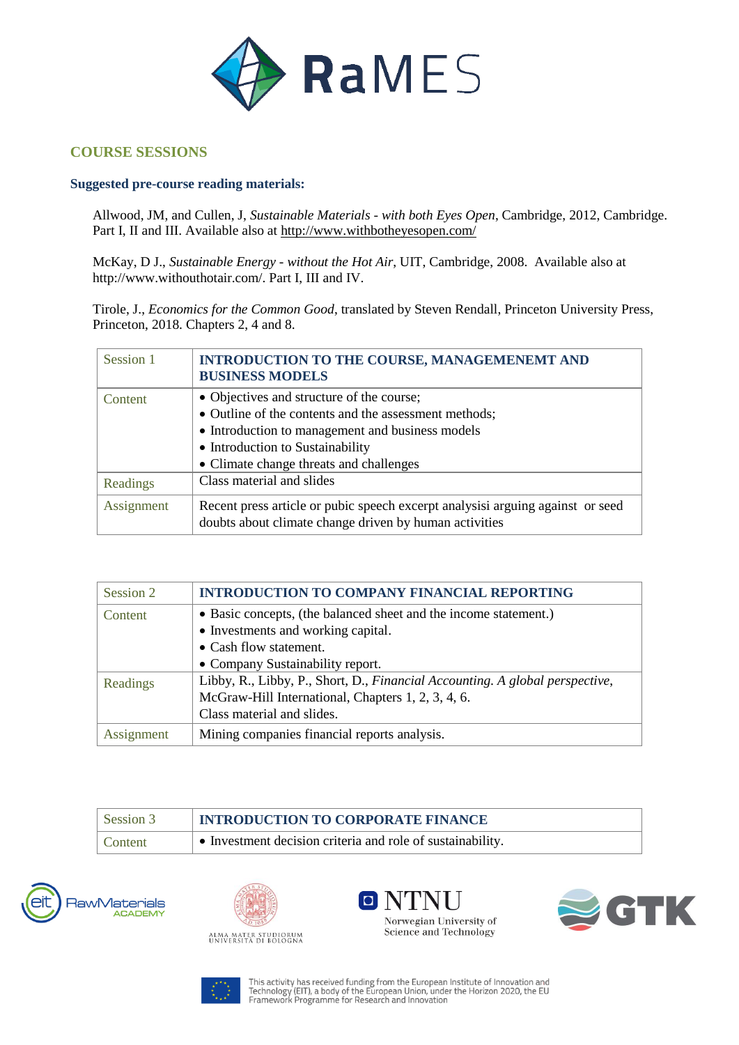## COURSE SESSIONS

### Suggested pre-course reading materials:

Allwood, JM, and Cullen, J, *Sustainable Materials - with both Eyes Open*, Cambridge, 2012, Cambridge. Part I, II and III. Available also at http://www.withbotheyesopen.com/

McKay, D J., *Sustainable Energy - without the Hot Air*, UIT, Cambridge, 2008. Available also at http://www.withouthotair.com/. Part I, III and IV.

Tirole, J., *Economics for the Common Good*, translated by Steven Rendall, Princeton University Press, Princeton, 2018. Chapters 2, 4 and 8.

| Session 1 | **INTRODUCTION TO THE COURSE, MANAGEMENEMT AND BUSINESS MODELS** |
|---|---|
| Content | • Objectives and structure of the course;<br>• Outline of the contents and the assessment methods;<br>• Introduction to management and business models<br>• Introduction to Sustainability<br>• Climate change threats and challenges |
| Readings | Class material and slides |
| Assignment | Recent press article or pubic speech excerpt analysisi arguing against or seed doubts about climate change driven by human activities |

| Session 2 | **INTRODUCTION TO COMPANY FINANCIAL REPORTING** |
|---|---|
| Content | • Basic concepts, (the balanced sheet and the income statement.)<br>• Investments and working capital.<br>• Cash flow statement.<br>• Company Sustainability report. |
| Readings | Libby, R., Libby, P., Short, D., *Financial Accounting. A global perspective*, McGraw-Hill International, Chapters 1, 2, 3, 4, 6.<br>Class material and slides. |
| Assignment | Mining companies financial reports analysis. |

| Session 3 | **INTRODUCTION TO CORPORATE FINANCE** |
|---|---|
| Content | • Investment decision criteria and role of sustainability. |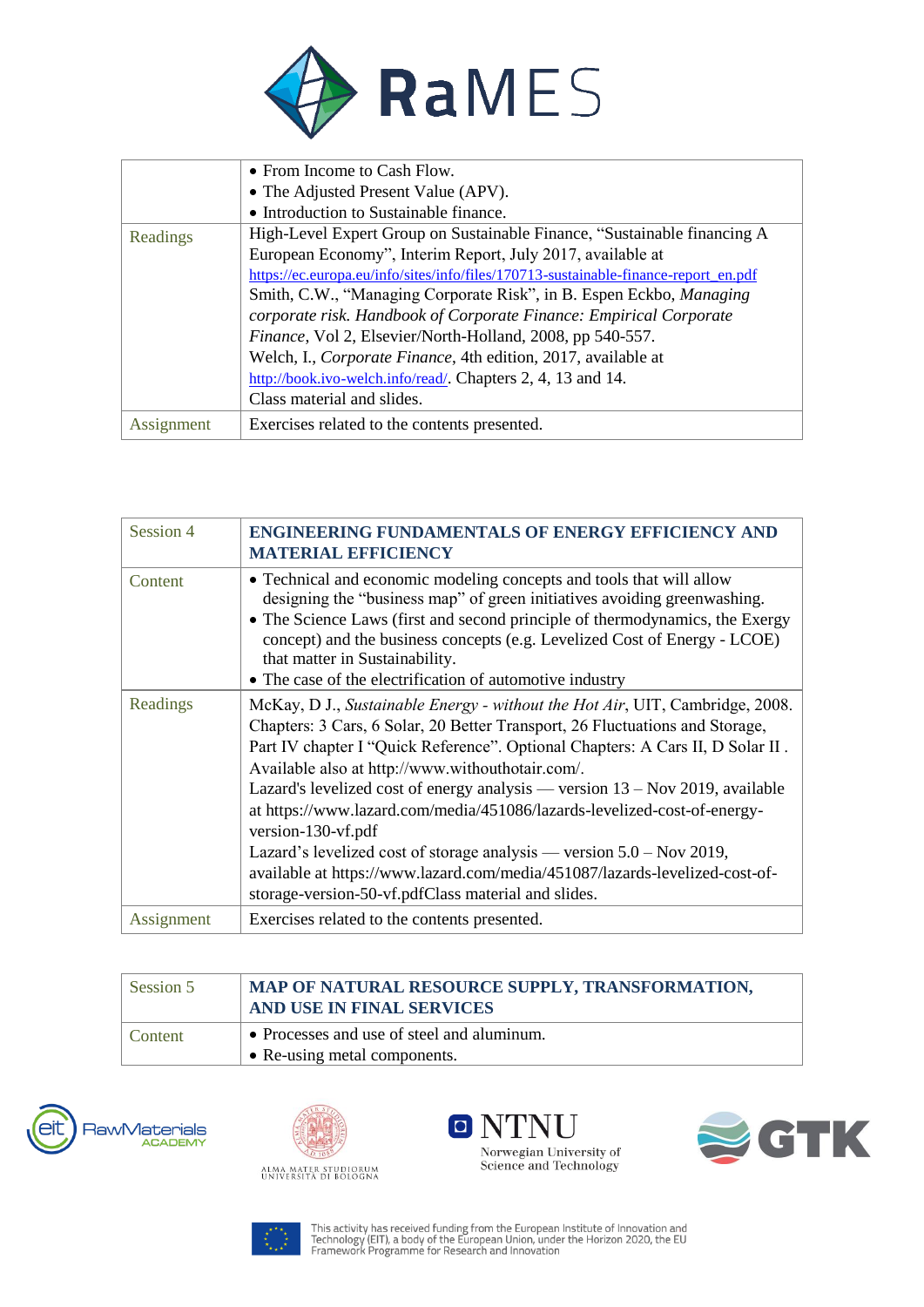| | |
|---|---|
| | • From Income to Cash Flow.<br>• The Adjusted Present Value (APV).<br>• Introduction to Sustainable finance. |
| Readings | High-Level Expert Group on Sustainable Finance, "Sustainable financing A European Economy", Interim Report, July 2017, available at https://ec.europa.eu/info/sites/info/files/170713-sustainable-finance-report_en.pdf<br>Smith, C.W., "Managing Corporate Risk", in B. Espen Eckbo, *Managing corporate risk. Handbook of Corporate Finance: Empirical Corporate Finance*, Vol 2, Elsevier/North-Holland, 2008, pp 540-557.<br>Welch, I., *Corporate Finance*, 4th edition, 2017, available at http://book.ivo-welch.info/read/. Chapters 2, 4, 13 and 14.<br>Class material and slides. |
| Assignment | Exercises related to the contents presented. |

| Session 4 | **ENGINEERING FUNDAMENTALS OF ENERGY EFFICIENCY AND MATERIAL EFFICIENCY** |
|---|---|
| Content | • Technical and economic modeling concepts and tools that will allow designing the "business map" of green initiatives avoiding greenwashing.<br>• The Science Laws (first and second principle of thermodynamics, the Exergy concept) and the business concepts (e.g. Levelized Cost of Energy - LCOE) that matter in Sustainability.<br>• The case of the electrification of automotive industry |
| Readings | McKay, D J., *Sustainable Energy - without the Hot Air*, UIT, Cambridge, 2008. Chapters: 3 Cars, 6 Solar, 20 Better Transport, 26 Fluctuations and Storage, Part IV chapter I "Quick Reference". Optional Chapters: A Cars II, D Solar II . Available also at http://www.withouthotair.com/.<br>Lazard's levelized cost of energy analysis — version 13 – Nov 2019, available at https://www.lazard.com/media/451086/lazards-levelized-cost-of-energy-version-130-vf.pdf<br>Lazard's levelized cost of storage analysis — version 5.0 – Nov 2019, available at https://www.lazard.com/media/451087/lazards-levelized-cost-of-storage-version-50-vf.pdfClass material and slides. |
| Assignment | Exercises related to the contents presented. |

| Session 5 | **MAP OF NATURAL RESOURCE SUPPLY, TRANSFORMATION, AND USE IN FINAL SERVICES** |
|---|---|
| Content | • Processes and use of steel and aluminum.<br>• Re-using metal components. |

This activity has received funding from the European Institute of Innovation and Technology (EIT), a body of the European Union, under the Horizon 2020, the EU Framework Programme for Research and Innovation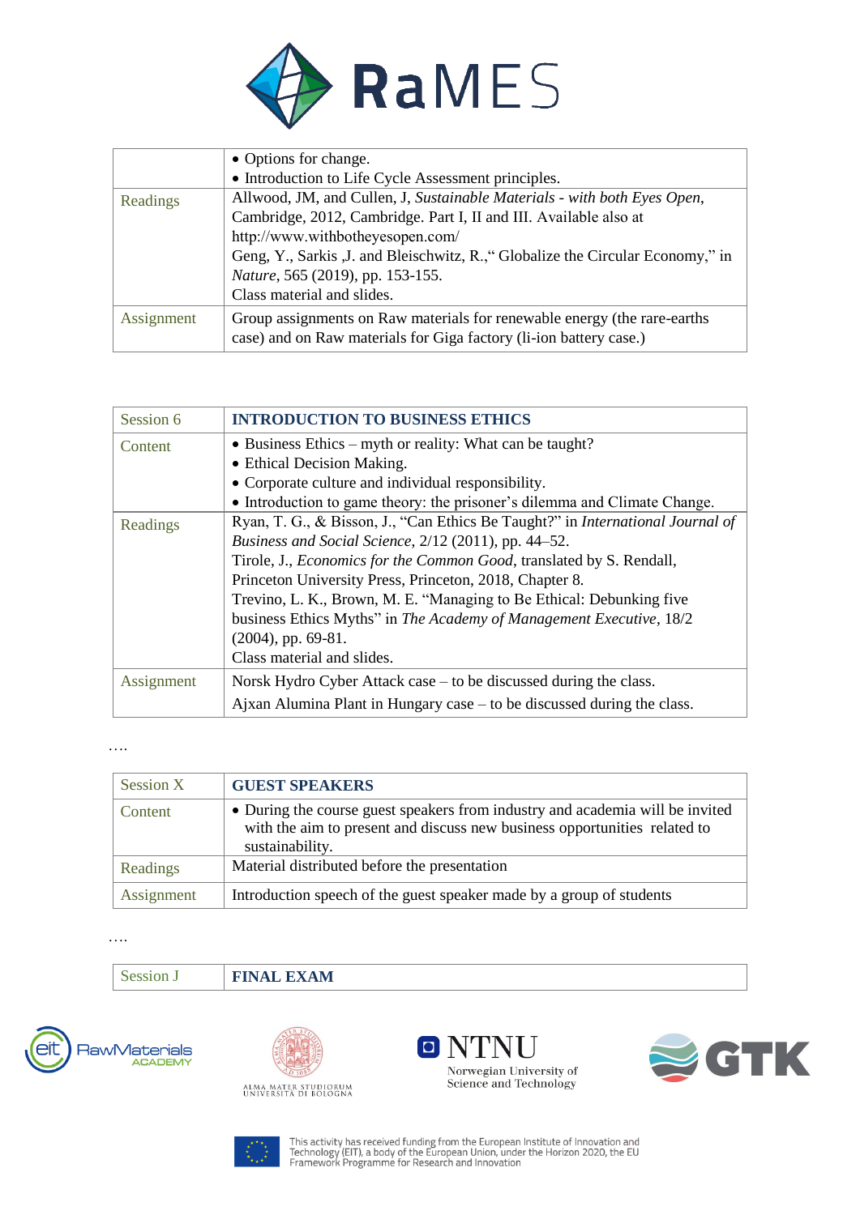| | |
|---|---|
| | • Options for change.<br>• Introduction to Life Cycle Assessment principles. |
| Readings | Allwood, JM, and Cullen, J, *Sustainable Materials - with both Eyes Open*, Cambridge, 2012, Cambridge. Part I, II and III. Available also at http://www.withbotheyesopen.com/<br>Geng, Y., Sarkis ,J. and Bleischwitz, R.,“ Globalize the Circular Economy,” in *Nature*, 565 (2019), pp. 153-155.<br>Class material and slides. |
| Assignment | Group assignments on Raw materials for renewable energy (the rare-earths case) and on Raw materials for Giga factory (li-ion battery case.) |

| Session 6 | **INTRODUCTION TO BUSINESS ETHICS** |
|---|---|
| Content | • Business Ethics – myth or reality: What can be taught?<br>• Ethical Decision Making.<br>• Corporate culture and individual responsibility.<br>• Introduction to game theory: the prisoner’s dilemma and Climate Change. |
| Readings | Ryan, T. G., & Bisson, J., “Can Ethics Be Taught?” in *International Journal of Business and Social Science*, 2/12 (2011), pp. 44–52.<br>Tirole, J., *Economics for the Common Good*, translated by S. Rendall, Princeton University Press, Princeton, 2018, Chapter 8.<br>Trevino, L. K., Brown, M. E. “Managing to Be Ethical: Debunking five business Ethics Myths” in *The Academy of Management Executive*, 18/2 (2004), pp. 69-81.<br>Class material and slides. |
| Assignment | Norsk Hydro Cyber Attack case – to be discussed during the class.<br>Ajxan Alumina Plant in Hungary case – to be discussed during the class. |

….

| Session X | **GUEST SPEAKERS** |
|---|---|
| Content | • During the course guest speakers from industry and academia will be invited with the aim to present and discuss new business opportunities related to sustainability. |
| Readings | Material distributed before the presentation |
| Assignment | Introduction speech of the guest speaker made by a group of students |

….

| Session J | **FINAL EXAM** |
|---|---|

This activity has received funding from the European Institute of Innovation and Technology (EIT), a body of the European Union, under the Horizon 2020, the EU Framework Programme for Research and Innovation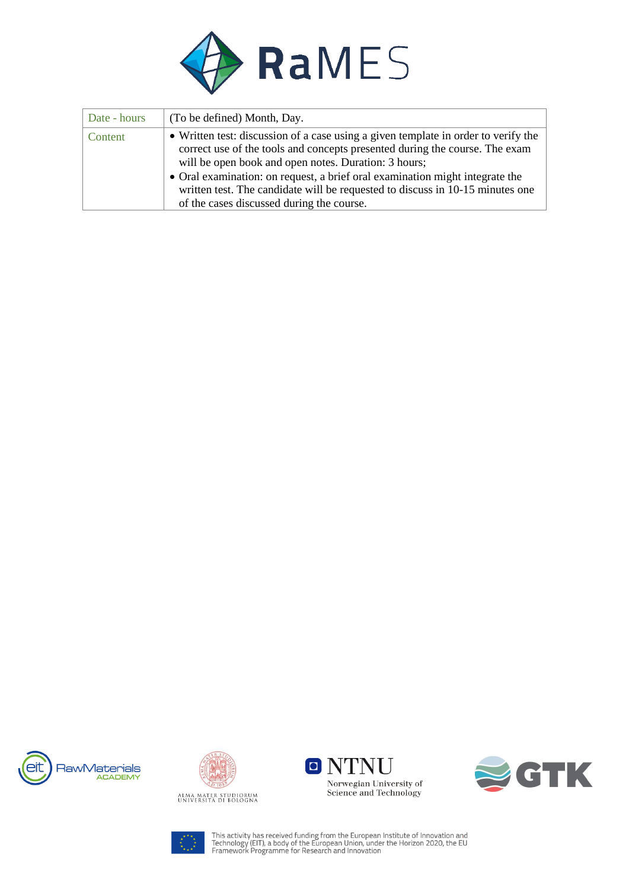| | |
|---|---|
| Date - hours | (To be defined) Month, Day. |
| Content | • Written test: discussion of a case using a given template in order to verify the correct use of the tools and concepts presented during the course. The exam will be open book and open notes. Duration: 3 hours;<br>• Oral examination: on request, a brief oral examination might integrate the written test. The candidate will be requested to discuss in 10-15 minutes one of the cases discussed during the course. |

This activity has received funding from the European Institute of Innovation and Technology (EIT), a body of the European Union, under the Horizon 2020, the EU Framework Programme for Research and Innovation